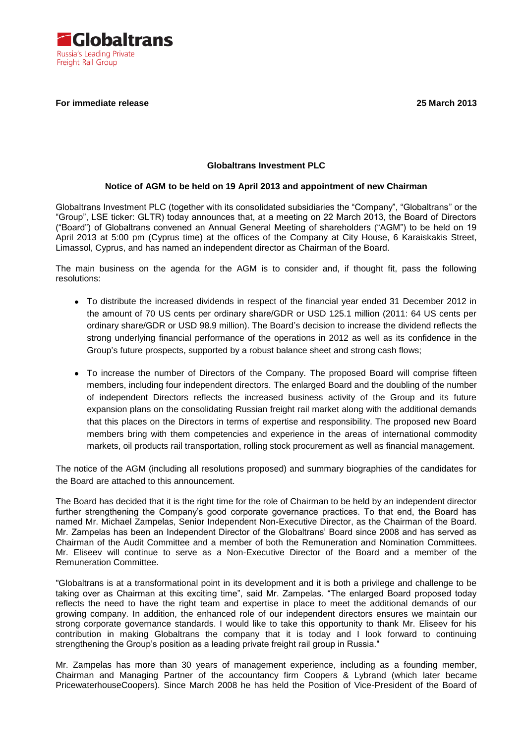**Globaltrans**
Russia's Leading Private
Freight Rail Group

**For immediate release** **25 March 2013**

**Globaltrans Investment PLC**

**Notice of AGM to be held on 19 April 2013 and appointment of new Chairman**

Globaltrans Investment PLC (together with its consolidated subsidiaries the "Company", "Globaltrans" or the "Group", LSE ticker: GLTR) today announces that, at a meeting on 22 March 2013, the Board of Directors ("Board") of Globaltrans convened an Annual General Meeting of shareholders ("AGM") to be held on 19 April 2013 at 5:00 pm (Cyprus time) at the offices of the Company at City House, 6 Karaiskakis Street, Limassol, Cyprus, and has named an independent director as Chairman of the Board.

The main business on the agenda for the AGM is to consider and, if thought fit, pass the following resolutions:

- To distribute the increased dividends in respect of the financial year ended 31 December 2012 in the amount of 70 US cents per ordinary share/GDR or USD 125.1 million (2011: 64 US cents per ordinary share/GDR or USD 98.9 million). The Board's decision to increase the dividend reflects the strong underlying financial performance of the operations in 2012 as well as its confidence in the Group's future prospects, supported by a robust balance sheet and strong cash flows;

- To increase the number of Directors of the Company. The proposed Board will comprise fifteen members, including four independent directors. The enlarged Board and the doubling of the number of independent Directors reflects the increased business activity of the Group and its future expansion plans on the consolidating Russian freight rail market along with the additional demands that this places on the Directors in terms of expertise and responsibility. The proposed new Board members bring with them competencies and experience in the areas of international commodity markets, oil products rail transportation, rolling stock procurement as well as financial management.

The notice of the AGM (including all resolutions proposed) and summary biographies of the candidates for the Board are attached to this announcement.

The Board has decided that it is the right time for the role of Chairman to be held by an independent director further strengthening the Company's good corporate governance practices. To that end, the Board has named Mr. Michael Zampelas, Senior Independent Non-Executive Director, as the Chairman of the Board. Mr. Zampelas has been an Independent Director of the Globaltrans' Board since 2008 and has served as Chairman of the Audit Committee and a member of both the Remuneration and Nomination Committees. Mr. Eliseev will continue to serve as a Non-Executive Director of the Board and a member of the Remuneration Committee.

"Globaltrans is at a transformational point in its development and it is both a privilege and challenge to be taking over as Chairman at this exciting time", said Mr. Zampelas. "The enlarged Board proposed today reflects the need to have the right team and expertise in place to meet the additional demands of our growing company. In addition, the enhanced role of our independent directors ensures we maintain our strong corporate governance standards. I would like to take this opportunity to thank Mr. Eliseev for his contribution in making Globaltrans the company that it is today and I look forward to continuing strengthening the Group's position as a leading private freight rail group in Russia."

Mr. Zampelas has more than 30 years of management experience, including as a founding member, Chairman and Managing Partner of the accountancy firm Coopers & Lybrand (which later became PricewaterhouseCoopers). Since March 2008 he has held the Position of Vice-President of the Board of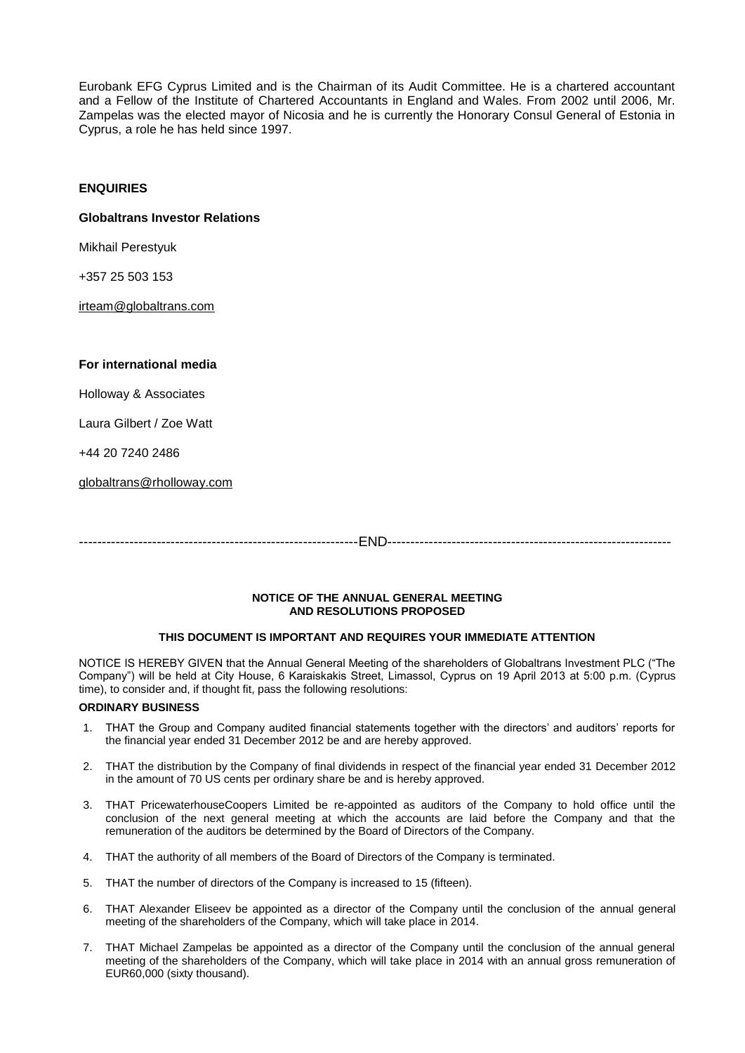Eurobank EFG Cyprus Limited and is the Chairman of its Audit Committee. He is a chartered accountant and a Fellow of the Institute of Chartered Accountants in England and Wales. From 2002 until 2006, Mr. Zampelas was the elected mayor of Nicosia and he is currently the Honorary Consul General of Estonia in Cyprus, a role he has held since 1997.

**ENQUIRIES**

**Globaltrans Investor Relations**

Mikhail Perestyuk

+357 25 503 153

irteam@globaltrans.com

**For international media**

Holloway & Associates

Laura Gilbert / Zoe Watt

+44 20 7240 2486

globaltrans@rholloway.com

------------------------------------------------------------END------------------------------------------------------------

**NOTICE OF THE ANNUAL GENERAL MEETING AND RESOLUTIONS PROPOSED**

**THIS DOCUMENT IS IMPORTANT AND REQUIRES YOUR IMMEDIATE ATTENTION**

NOTICE IS HEREBY GIVEN that the Annual General Meeting of the shareholders of Globaltrans Investment PLC ("The Company") will be held at City House, 6 Karaiskakis Street, Limassol, Cyprus on 19 April 2013 at 5:00 p.m. (Cyprus time), to consider and, if thought fit, pass the following resolutions:

**ORDINARY BUSINESS**

1. THAT the Group and Company audited financial statements together with the directors' and auditors' reports for the financial year ended 31 December 2012 be and are hereby approved.
2. THAT the distribution by the Company of final dividends in respect of the financial year ended 31 December 2012 in the amount of 70 US cents per ordinary share be and is hereby approved.
3. THAT PricewaterhouseCoopers Limited be re-appointed as auditors of the Company to hold office until the conclusion of the next general meeting at which the accounts are laid before the Company and that the remuneration of the auditors be determined by the Board of Directors of the Company.
4. THAT the authority of all members of the Board of Directors of the Company is terminated.
5. THAT the number of directors of the Company is increased to 15 (fifteen).
6. THAT Alexander Eliseev be appointed as a director of the Company until the conclusion of the annual general meeting of the shareholders of the Company, which will take place in 2014.
7. THAT Michael Zampelas be appointed as a director of the Company until the conclusion of the annual general meeting of the shareholders of the Company, which will take place in 2014 with an annual gross remuneration of EUR60,000 (sixty thousand).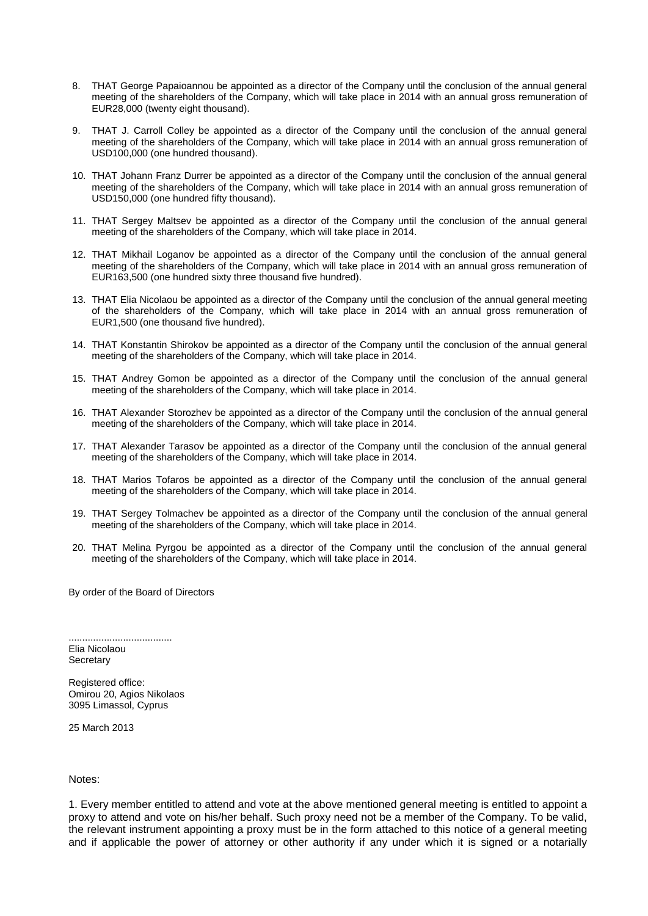8. THAT George Papaioannou be appointed as a director of the Company until the conclusion of the annual general meeting of the shareholders of the Company, which will take place in 2014 with an annual gross remuneration of EUR28,000 (twenty eight thousand).

9. THAT J. Carroll Colley be appointed as a director of the Company until the conclusion of the annual general meeting of the shareholders of the Company, which will take place in 2014 with an annual gross remuneration of USD100,000 (one hundred thousand).

10. THAT Johann Franz Durrer be appointed as a director of the Company until the conclusion of the annual general meeting of the shareholders of the Company, which will take place in 2014 with an annual gross remuneration of USD150,000 (one hundred fifty thousand).

11. THAT Sergey Maltsev be appointed as a director of the Company until the conclusion of the annual general meeting of the shareholders of the Company, which will take place in 2014.

12. THAT Mikhail Loganov be appointed as a director of the Company until the conclusion of the annual general meeting of the shareholders of the Company, which will take place in 2014 with an annual gross remuneration of EUR163,500 (one hundred sixty three thousand five hundred).

13. THAT Elia Nicolaou be appointed as a director of the Company until the conclusion of the annual general meeting of the shareholders of the Company, which will take place in 2014 with an annual gross remuneration of EUR1,500 (one thousand five hundred).

14. THAT Konstantin Shirokov be appointed as a director of the Company until the conclusion of the annual general meeting of the shareholders of the Company, which will take place in 2014.

15. THAT Andrey Gomon be appointed as a director of the Company until the conclusion of the annual general meeting of the shareholders of the Company, which will take place in 2014.

16. THAT Alexander Storozhev be appointed as a director of the Company until the conclusion of the annual general meeting of the shareholders of the Company, which will take place in 2014.

17. THAT Alexander Tarasov be appointed as a director of the Company until the conclusion of the annual general meeting of the shareholders of the Company, which will take place in 2014.

18. THAT Marios Tofaros be appointed as a director of the Company until the conclusion of the annual general meeting of the shareholders of the Company, which will take place in 2014.

19. THAT Sergey Tolmachev be appointed as a director of the Company until the conclusion of the annual general meeting of the shareholders of the Company, which will take place in 2014.

20. THAT Melina Pyrgou be appointed as a director of the Company until the conclusion of the annual general meeting of the shareholders of the Company, which will take place in 2014.

By order of the Board of Directors

......................................
Elia Nicolaou
Secretary

Registered office:
Omirou 20, Agios Nikolaos
3095 Limassol, Cyprus

25 March 2013

Notes:

1. Every member entitled to attend and vote at the above mentioned general meeting is entitled to appoint a proxy to attend and vote on his/her behalf. Such proxy need not be a member of the Company. To be valid, the relevant instrument appointing a proxy must be in the form attached to this notice of a general meeting and if applicable the power of attorney or other authority if any under which it is signed or a notarially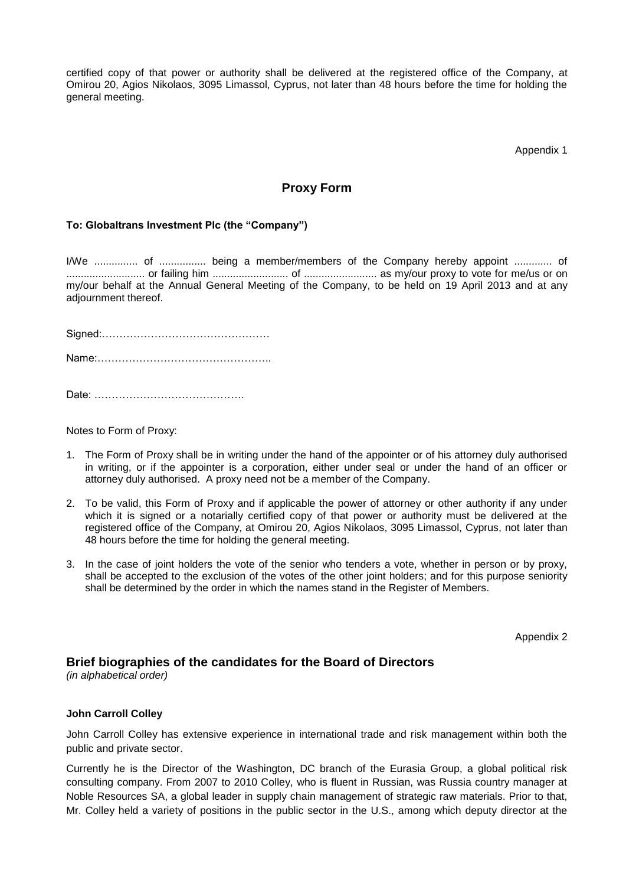certified copy of that power or authority shall be delivered at the registered office of the Company, at Omirou 20, Agios Nikolaos, 3095 Limassol, Cyprus, not later than 48 hours before the time for holding the general meeting.

Appendix 1

## Proxy Form

**To: Globaltrans Investment Plc (the "Company")**

I/We ............... of ................ being a member/members of the Company hereby appoint ............. of ........................... or failing him .......................... of ......................... as my/our proxy to vote for me/us or on my/our behalf at the Annual General Meeting of the Company, to be held on 19 April 2013 and at any adjournment thereof.

Signed:…………………………………………

Name:…………………………………………..

Date: …………………………………….

Notes to Form of Proxy:

1. The Form of Proxy shall be in writing under the hand of the appointer or of his attorney duly authorised in writing, or if the appointer is a corporation, either under seal or under the hand of an officer or attorney duly authorised. A proxy need not be a member of the Company.
2. To be valid, this Form of Proxy and if applicable the power of attorney or other authority if any under which it is signed or a notarially certified copy of that power or authority must be delivered at the registered office of the Company, at Omirou 20, Agios Nikolaos, 3095 Limassol, Cyprus, not later than 48 hours before the time for holding the general meeting.
3. In the case of joint holders the vote of the senior who tenders a vote, whether in person or by proxy, shall be accepted to the exclusion of the votes of the other joint holders; and for this purpose seniority shall be determined by the order in which the names stand in the Register of Members.

Appendix 2

## Brief biographies of the candidates for the Board of Directors

*(in alphabetical order)*

**John Carroll Colley**

John Carroll Colley has extensive experience in international trade and risk management within both the public and private sector.

Currently he is the Director of the Washington, DC branch of the Eurasia Group, a global political risk consulting company. From 2007 to 2010 Colley, who is fluent in Russian, was Russia country manager at Noble Resources SA, a global leader in supply chain management of strategic raw materials. Prior to that, Mr. Colley held a variety of positions in the public sector in the U.S., among which deputy director at the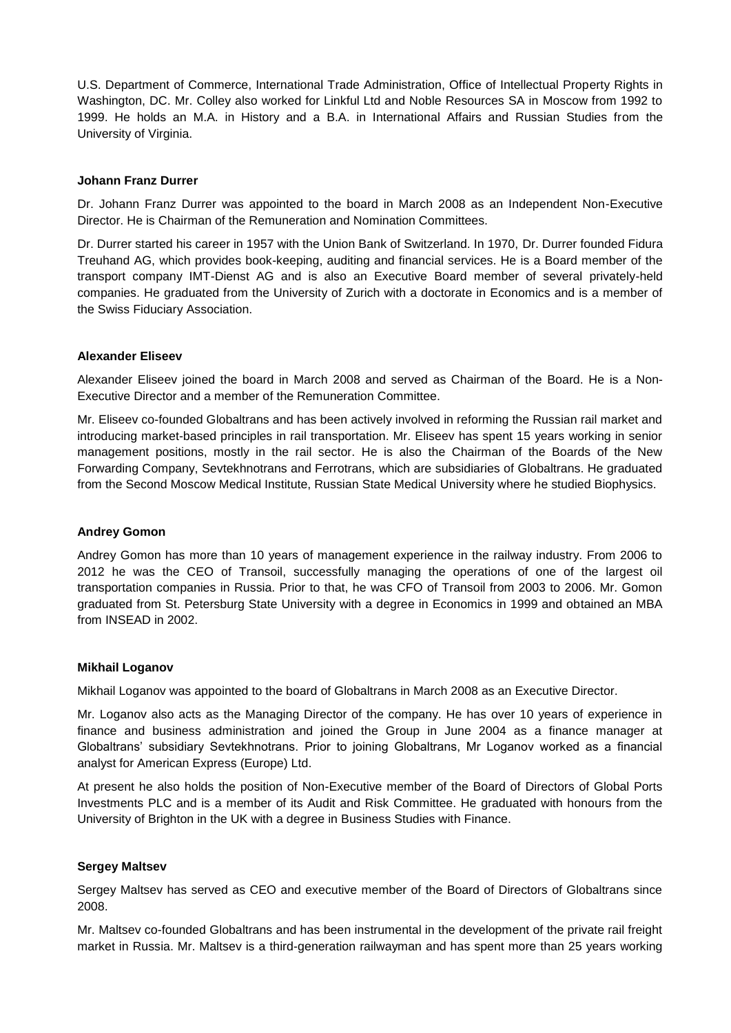U.S. Department of Commerce, International Trade Administration, Office of Intellectual Property Rights in Washington, DC. Mr. Colley also worked for Linkful Ltd and Noble Resources SA in Moscow from 1992 to 1999. He holds an M.A. in History and a B.A. in International Affairs and Russian Studies from the University of Virginia.

**Johann Franz Durrer**

Dr. Johann Franz Durrer was appointed to the board in March 2008 as an Independent Non-Executive Director. He is Chairman of the Remuneration and Nomination Committees.

Dr. Durrer started his career in 1957 with the Union Bank of Switzerland. In 1970, Dr. Durrer founded Fidura Treuhand AG, which provides book-keeping, auditing and financial services. He is a Board member of the transport company IMT-Dienst AG and is also an Executive Board member of several privately-held companies. He graduated from the University of Zurich with a doctorate in Economics and is a member of the Swiss Fiduciary Association.

**Alexander Eliseev**

Alexander Eliseev joined the board in March 2008 and served as Chairman of the Board. He is a Non-Executive Director and a member of the Remuneration Committee.

Mr. Eliseev co-founded Globaltrans and has been actively involved in reforming the Russian rail market and introducing market-based principles in rail transportation. Mr. Eliseev has spent 15 years working in senior management positions, mostly in the rail sector. He is also the Chairman of the Boards of the New Forwarding Company, Sevtekhnotrans and Ferrotrans, which are subsidiaries of Globaltrans. He graduated from the Second Moscow Medical Institute, Russian State Medical University where he studied Biophysics.

**Andrey Gomon**

Andrey Gomon has more than 10 years of management experience in the railway industry. From 2006 to 2012 he was the CEO of Transoil, successfully managing the operations of one of the largest oil transportation companies in Russia. Prior to that, he was CFO of Transoil from 2003 to 2006. Mr. Gomon graduated from St. Petersburg State University with a degree in Economics in 1999 and obtained an MBA from INSEAD in 2002.

**Mikhail Loganov**

Mikhail Loganov was appointed to the board of Globaltrans in March 2008 as an Executive Director.

Mr. Loganov also acts as the Managing Director of the company. He has over 10 years of experience in finance and business administration and joined the Group in June 2004 as a finance manager at Globaltrans' subsidiary Sevtekhnotrans. Prior to joining Globaltrans, Mr Loganov worked as a financial analyst for American Express (Europe) Ltd.

At present he also holds the position of Non-Executive member of the Board of Directors of Global Ports Investments PLC and is a member of its Audit and Risk Committee. He graduated with honours from the University of Brighton in the UK with a degree in Business Studies with Finance.

**Sergey Maltsev**

Sergey Maltsev has served as CEO and executive member of the Board of Directors of Globaltrans since 2008.

Mr. Maltsev co-founded Globaltrans and has been instrumental in the development of the private rail freight market in Russia. Mr. Maltsev is a third-generation railwayman and has spent more than 25 years working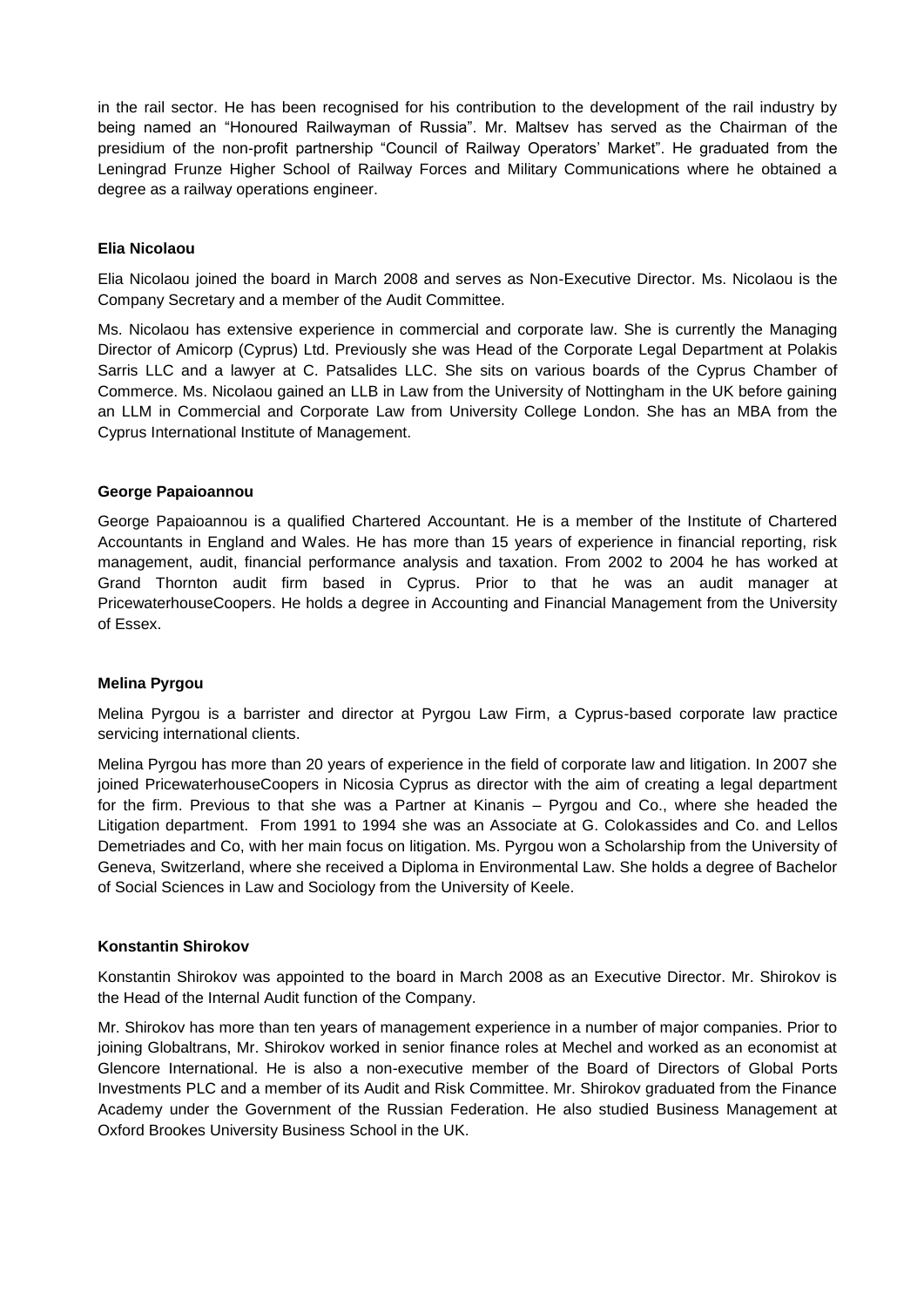in the rail sector. He has been recognised for his contribution to the development of the rail industry by being named an "Honoured Railwayman of Russia". Mr. Maltsev has served as the Chairman of the presidium of the non-profit partnership "Council of Railway Operators' Market". He graduated from the Leningrad Frunze Higher School of Railway Forces and Military Communications where he obtained a degree as a railway operations engineer.

**Elia Nicolaou**

Elia Nicolaou joined the board in March 2008 and serves as Non-Executive Director. Ms. Nicolaou is the Company Secretary and a member of the Audit Committee.

Ms. Nicolaou has extensive experience in commercial and corporate law. She is currently the Managing Director of Amicorp (Cyprus) Ltd. Previously she was Head of the Corporate Legal Department at Polakis Sarris LLC and a lawyer at C. Patsalides LLC. She sits on various boards of the Cyprus Chamber of Commerce. Ms. Nicolaou gained an LLB in Law from the University of Nottingham in the UK before gaining an LLM in Commercial and Corporate Law from University College London. She has an MBA from the Cyprus International Institute of Management.

**George Papaioannou**

George Papaioannou is a qualified Chartered Accountant. He is a member of the Institute of Chartered Accountants in England and Wales. He has more than 15 years of experience in financial reporting, risk management, audit, financial performance analysis and taxation. From 2002 to 2004 he has worked at Grand Thornton audit firm based in Cyprus. Prior to that he was an audit manager at PricewaterhouseCoopers. He holds a degree in Accounting and Financial Management from the University of Essex.

**Melina Pyrgou**

Melina Pyrgou is a barrister and director at Pyrgou Law Firm, a Cyprus-based corporate law practice servicing international clients.

Melina Pyrgou has more than 20 years of experience in the field of corporate law and litigation. In 2007 she joined PricewaterhouseCoopers in Nicosia Cyprus as director with the aim of creating a legal department for the firm. Previous to that she was a Partner at Kinanis – Pyrgou and Co., where she headed the Litigation department. From 1991 to 1994 she was an Associate at G. Colokassides and Co. and Lellos Demetriades and Co, with her main focus on litigation. Ms. Pyrgou won a Scholarship from the University of Geneva, Switzerland, where she received a Diploma in Environmental Law. She holds a degree of Bachelor of Social Sciences in Law and Sociology from the University of Keele.

**Konstantin Shirokov**

Konstantin Shirokov was appointed to the board in March 2008 as an Executive Director. Mr. Shirokov is the Head of the Internal Audit function of the Company.

Mr. Shirokov has more than ten years of management experience in a number of major companies. Prior to joining Globaltrans, Mr. Shirokov worked in senior finance roles at Mechel and worked as an economist at Glencore International. He is also a non-executive member of the Board of Directors of Global Ports Investments PLC and a member of its Audit and Risk Committee. Mr. Shirokov graduated from the Finance Academy under the Government of the Russian Federation. He also studied Business Management at Oxford Brookes University Business School in the UK.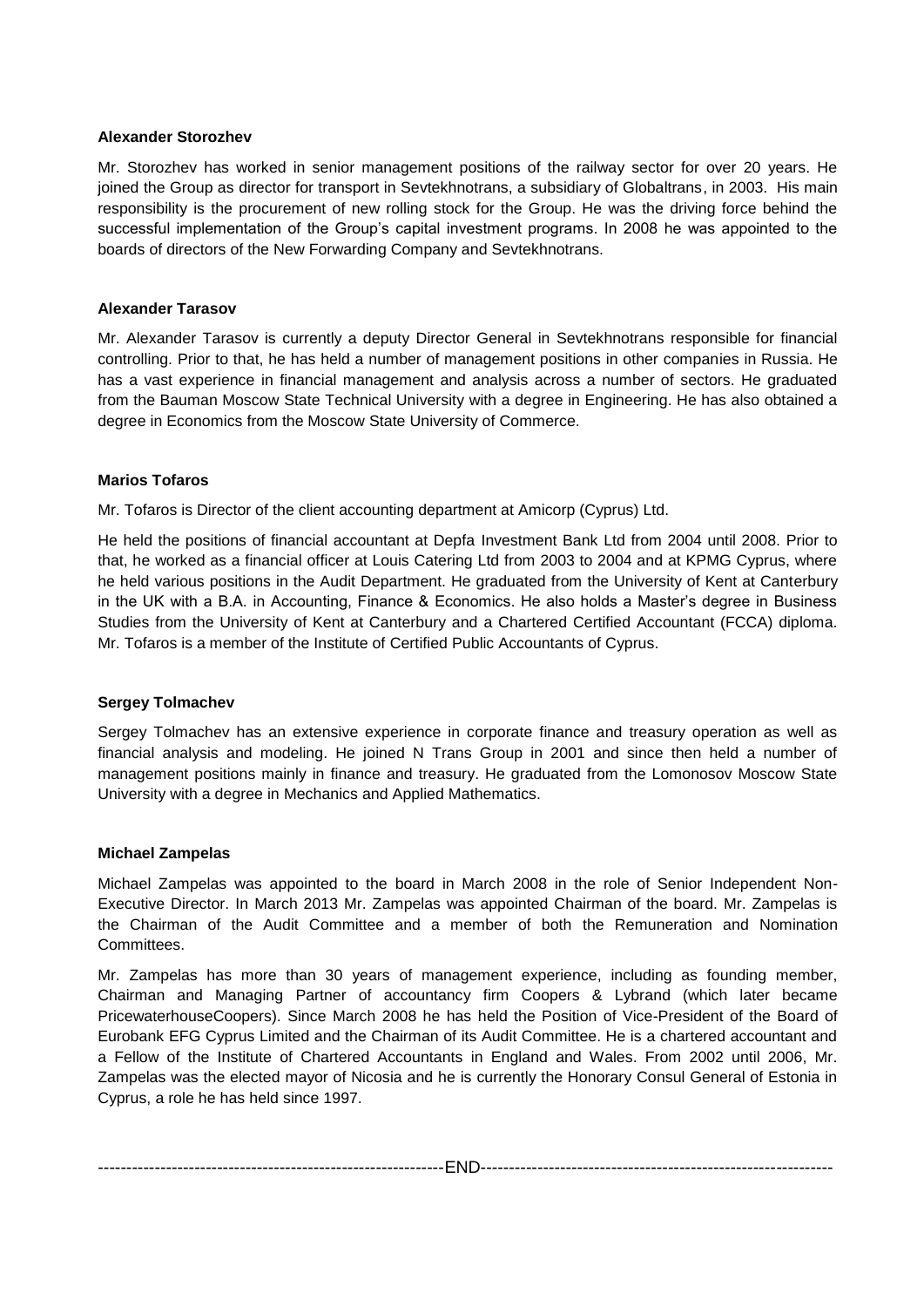**Alexander Storozhev**

Mr. Storozhev has worked in senior management positions of the railway sector for over 20 years. He joined the Group as director for transport in Sevtekhnotrans, a subsidiary of Globaltrans, in 2003. His main responsibility is the procurement of new rolling stock for the Group. He was the driving force behind the successful implementation of the Group's capital investment programs. In 2008 he was appointed to the boards of directors of the New Forwarding Company and Sevtekhnotrans.

**Alexander Tarasov**

Mr. Alexander Tarasov is currently a deputy Director General in Sevtekhnotrans responsible for financial controlling. Prior to that, he has held a number of management positions in other companies in Russia. He has a vast experience in financial management and analysis across a number of sectors. He graduated from the Bauman Moscow State Technical University with a degree in Engineering. He has also obtained a degree in Economics from the Moscow State University of Commerce.

**Marios Tofaros**

Mr. Tofaros is Director of the client accounting department at Amicorp (Cyprus) Ltd.

He held the positions of financial accountant at Depfa Investment Bank Ltd from 2004 until 2008. Prior to that, he worked as a financial officer at Louis Catering Ltd from 2003 to 2004 and at KPMG Cyprus, where he held various positions in the Audit Department. He graduated from the University of Kent at Canterbury in the UK with a B.A. in Accounting, Finance & Economics. He also holds a Master's degree in Business Studies from the University of Kent at Canterbury and a Chartered Certified Accountant (FCCA) diploma. Mr. Tofaros is a member of the Institute of Certified Public Accountants of Cyprus.

**Sergey Tolmachev**

Sergey Tolmachev has an extensive experience in corporate finance and treasury operation as well as financial analysis and modeling. He joined N Trans Group in 2001 and since then held a number of management positions mainly in finance and treasury. He graduated from the Lomonosov Moscow State University with a degree in Mechanics and Applied Mathematics.

**Michael Zampelas**

Michael Zampelas was appointed to the board in March 2008 in the role of Senior Independent Non-Executive Director. In March 2013 Mr. Zampelas was appointed Chairman of the board. Mr. Zampelas is the Chairman of the Audit Committee and a member of both the Remuneration and Nomination Committees.

Mr. Zampelas has more than 30 years of management experience, including as founding member, Chairman and Managing Partner of accountancy firm Coopers & Lybrand (which later became PricewaterhouseCoopers). Since March 2008 he has held the Position of Vice-President of the Board of Eurobank EFG Cyprus Limited and the Chairman of its Audit Committee. He is a chartered accountant and a Fellow of the Institute of Chartered Accountants in England and Wales. From 2002 until 2006, Mr. Zampelas was the elected mayor of Nicosia and he is currently the Honorary Consul General of Estonia in Cyprus, a role he has held since 1997.

--------------------------------------------------------------END--------------------------------------------------------------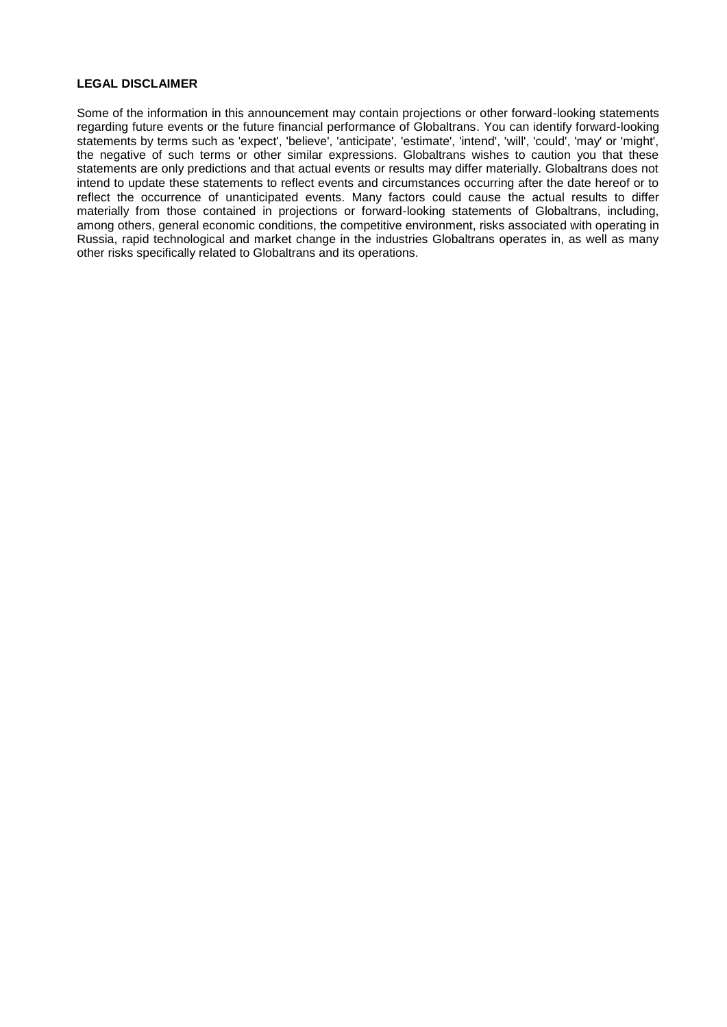**LEGAL DISCLAIMER**

Some of the information in this announcement may contain projections or other forward-looking statements regarding future events or the future financial performance of Globaltrans. You can identify forward-looking statements by terms such as 'expect', 'believe', 'anticipate', 'estimate', 'intend', 'will', 'could', 'may' or 'might', the negative of such terms or other similar expressions. Globaltrans wishes to caution you that these statements are only predictions and that actual events or results may differ materially. Globaltrans does not intend to update these statements to reflect events and circumstances occurring after the date hereof or to reflect the occurrence of unanticipated events. Many factors could cause the actual results to differ materially from those contained in projections or forward-looking statements of Globaltrans, including, among others, general economic conditions, the competitive environment, risks associated with operating in Russia, rapid technological and market change in the industries Globaltrans operates in, as well as many other risks specifically related to Globaltrans and its operations.